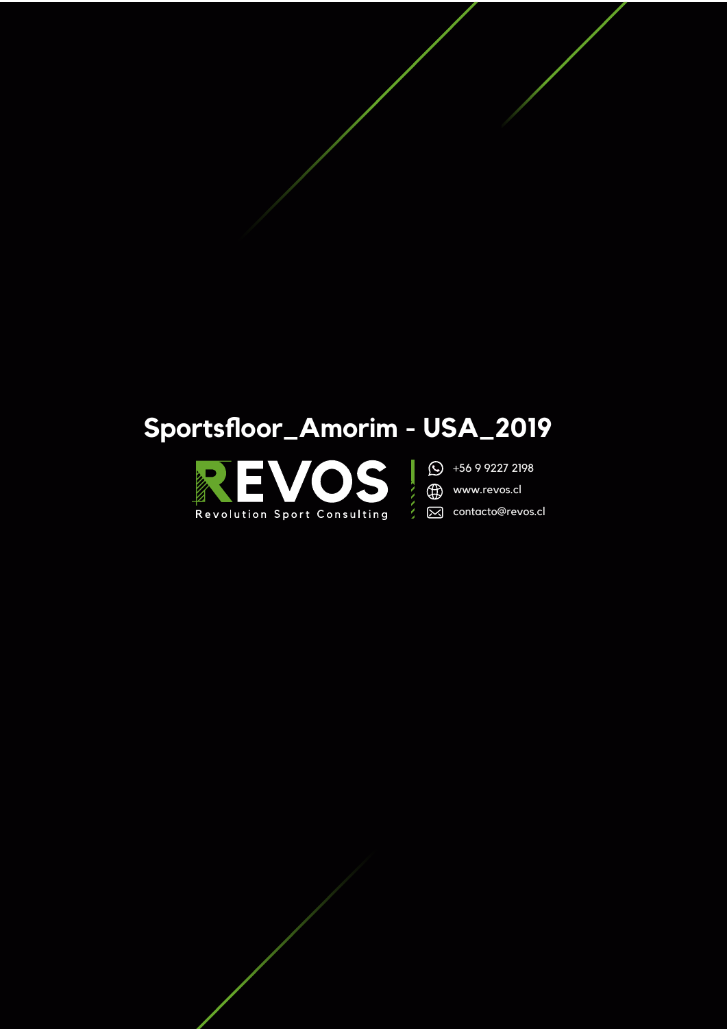# Sportsfloor_Amorim - USA_2019

**REVOS**

Revolution Sport Consulting

+56 9 9227 2198

www.revos.cl

contacto@revos.cl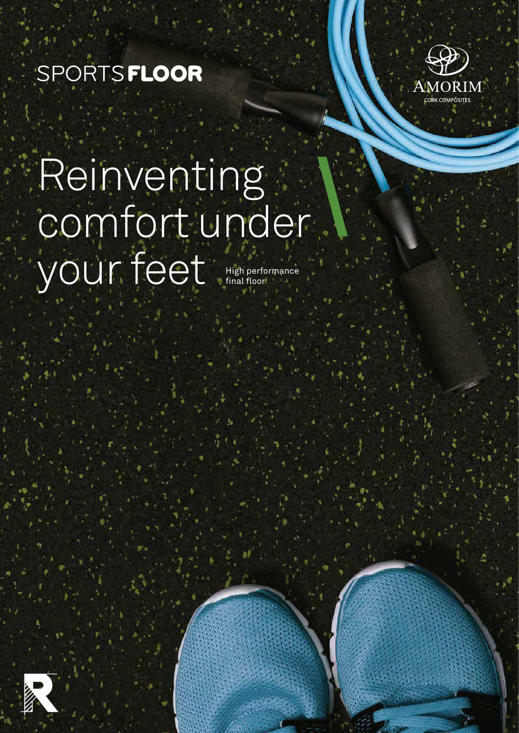SPORTS**FLOOR**

AMORIM
CORK COMPOSITES

# Reinventing comfort under your feet

High performance final floor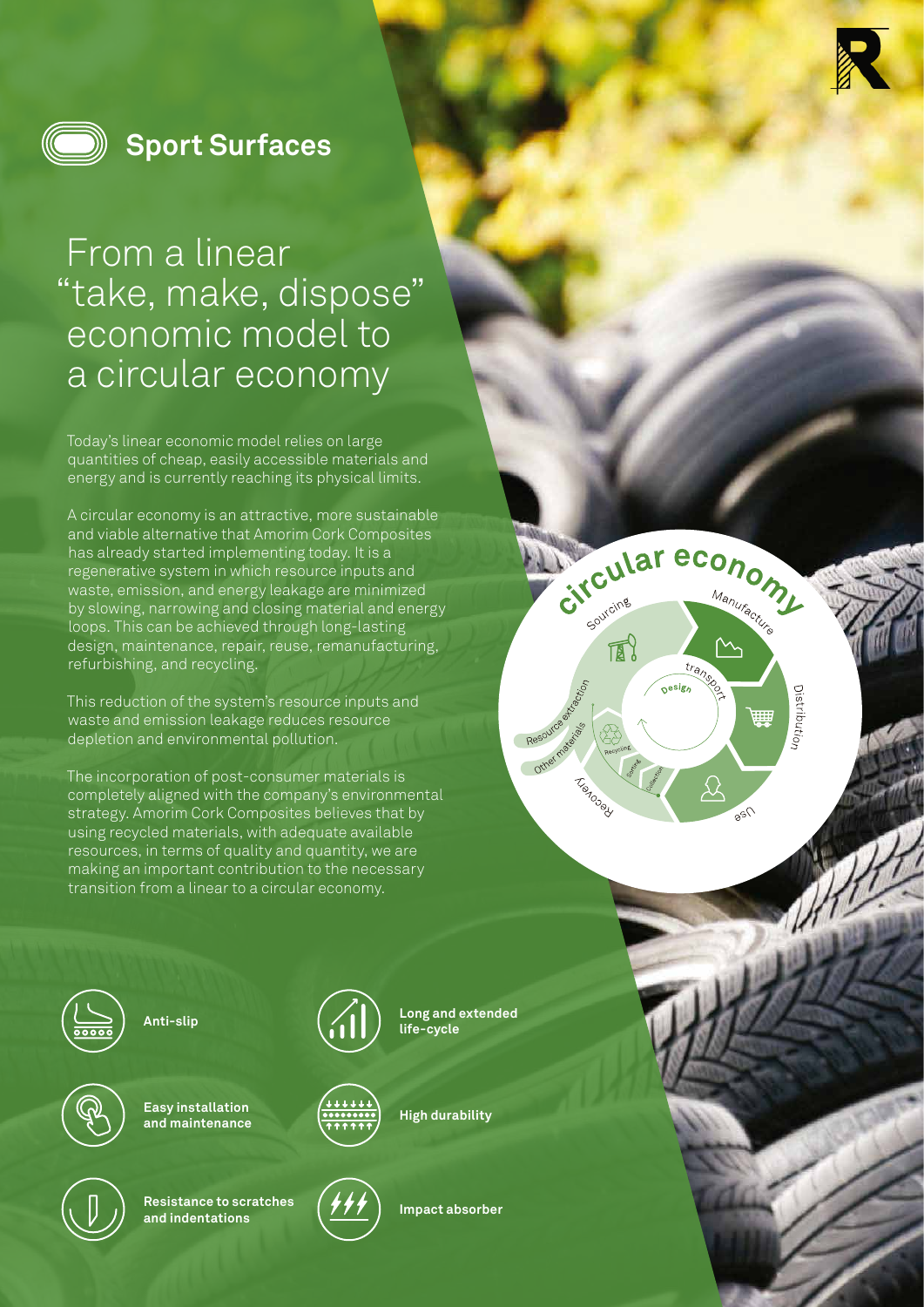## Sport Surfaces

# From a linear “take, make, dispose” economic model to a circular economy

Today’s linear economic model relies on large quantities of cheap, easily accessible materials and energy and is currently reaching its physical limits.

A circular economy is an attractive, more sustainable and viable alternative that Amorim Cork Composites has already started implementing today. It is a regenerative system in which resource inputs and waste, emission, and energy leakage are minimized by slowing, narrowing and closing material and energy loops. This can be achieved through long-lasting design, maintenance, repair, reuse, remanufacturing, refurbishing, and recycling.

This reduction of the system’s resource inputs and waste and emission leakage reduces resource depletion and environmental pollution.

The incorporation of post-consumer materials is completely aligned with the company’s environmental strategy. Amorim Cork Composites believes that by using recycled materials, with adequate available resources, in terms of quality and quantity, we are making an important contribution to the necessary transition from a linear to a circular economy.

circular economy

Sourcing, Manufacture, Distribution, Use, Recovery, Other materials, Resource extraction, Design, transport, Recycling, Sorting, Collection

- **Anti-slip**
- **Long and extended life-cycle**
- **Easy installation and maintenance**
- **High durability**
- **Resistance to scratches and indentations**
- **Impact absorber**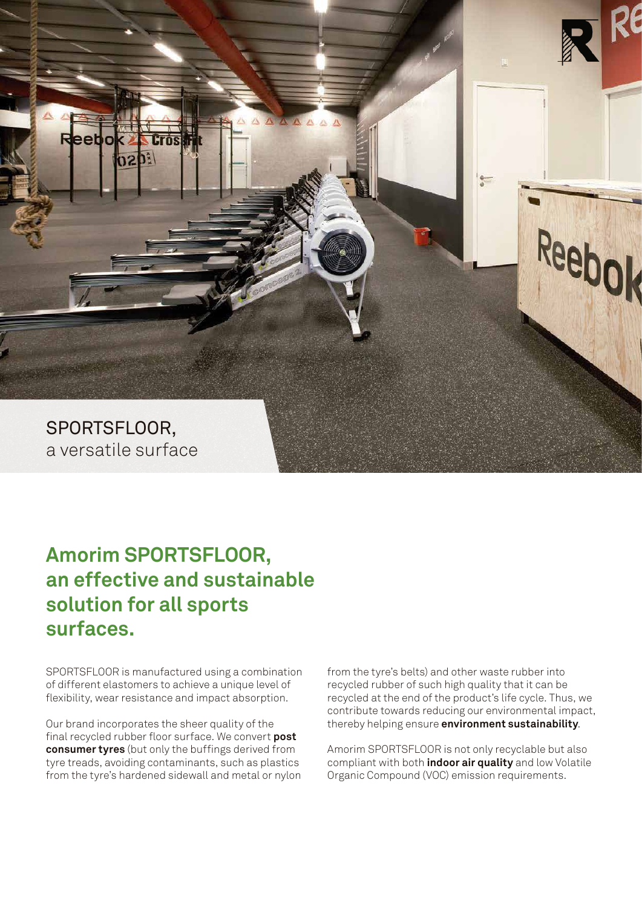SPORTSFLOOR,
a versatile surface

## Amorim SPORTSFLOOR, an effective and sustainable solution for all sports surfaces.

SPORTSFLOOR is manufactured using a combination of different elastomers to achieve a unique level of flexibility, wear resistance and impact absorption.

Our brand incorporates the sheer quality of the final recycled rubber floor surface. We convert **post consumer tyres** (but only the buffings derived from tyre treads, avoiding contaminants, such as plastics from the tyre's hardened sidewall and metal or nylon from the tyre's belts) and other waste rubber into recycled rubber of such high quality that it can be recycled at the end of the product's life cycle. Thus, we contribute towards reducing our environmental impact, thereby helping ensure **environment sustainability**.

Amorim SPORTSFLOOR is not only recyclable but also compliant with both **indoor air quality** and low Volatile Organic Compound (VOC) emission requirements.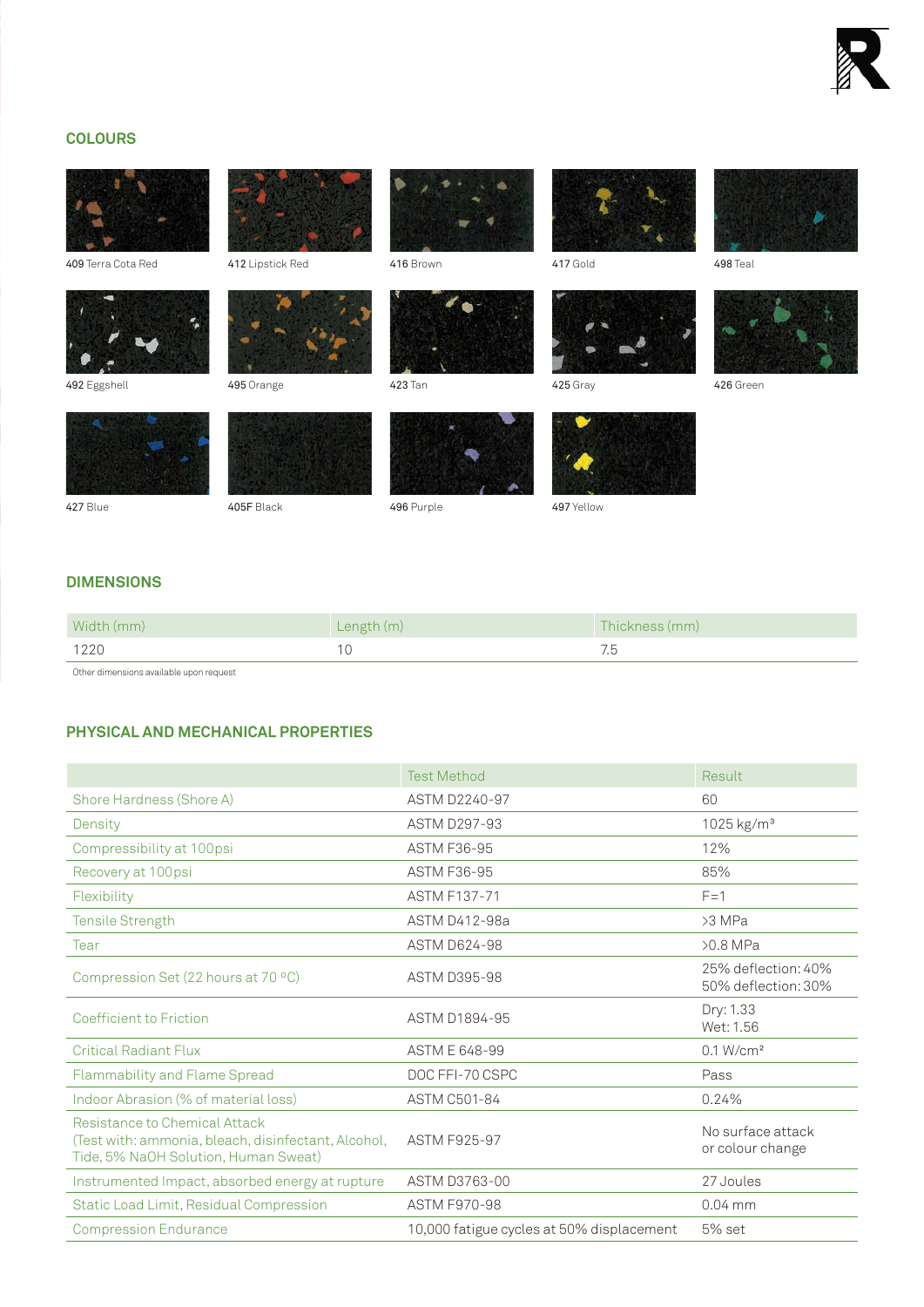## COLOURS

409 Terra Cota Red

412 Lipstick Red

416 Brown

417 Gold

498 Teal

492 Eggshell

495 Orange

423 Tan

425 Gray

426 Green

427 Blue

405F Black

496 Purple

497 Yellow

## DIMENSIONS

| Width (mm) | Length (m) | Thickness (mm) |
|---|---|---|
| 1220 | 10 | 7.5 |

Other dimensions available upon request

## PHYSICAL AND MECHANICAL PROPERTIES

| | Test Method | Result |
|---|---|---|
| Shore Hardness (Shore A) | ASTM D2240-97 | 60 |
| Density | ASTM D297-93 | 1025 kg/m³ |
| Compressibility at 100psi | ASTM F36-95 | 12% |
| Recovery at 100psi | ASTM F36-95 | 85% |
| Flexibility | ASTM F137-71 | F=1 |
| Tensile Strength | ASTM D412-98a | >3 MPa |
| Tear | ASTM D624-98 | >0.8 MPa |
| Compression Set (22 hours at 70 ºC) | ASTM D395-98 | 25% deflection: 40%<br>50% deflection: 30% |
| Coefficient to Friction | ASTM D1894-95 | Dry: 1.33<br>Wet: 1.56 |
| Critical Radiant Flux | ASTM E 648-99 | 0.1 W/cm² |
| Flammability and Flame Spread | DOC FFI-70 CSPC | Pass |
| Indoor Abrasion (% of material loss) | ASTM C501-84 | 0.24% |
| Resistance to Chemical Attack (Test with: ammonia, bleach, disinfectant, Alcohol, Tide, 5% NaOH Solution, Human Sweat) | ASTM F925-97 | No surface attack or colour change |
| Instrumented Impact, absorbed energy at rupture | ASTM D3763-00 | 27 Joules |
| Static Load Limit, Residual Compression | ASTM F970-98 | 0.04 mm |
| Compression Endurance | 10,000 fatigue cycles at 50% displacement | 5% set |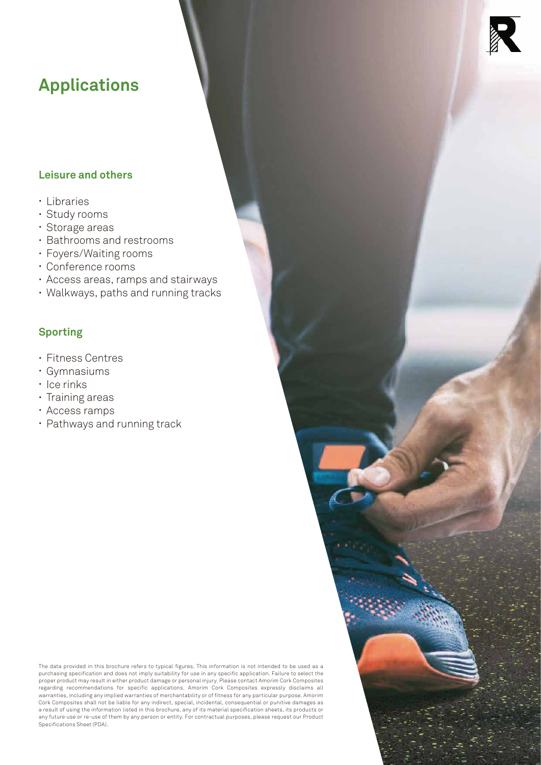# Applications

## Leisure and others

- Libraries
- Study rooms
- Storage areas
- Bathrooms and restrooms
- Foyers/Waiting rooms
- Conference rooms
- Access areas, ramps and stairways
- Walkways, paths and running tracks

## Sporting

- Fitness Centres
- Gymnasiums
- Ice rinks
- Training areas
- Access ramps
- Pathways and running track

The data provided in this brochure refers to typical figures. This information is not intended to be used as a purchasing specification and does not imply suitability for use in any specific application. Failure to select the proper product may result in either product damage or personal injury. Please contact Amorim Cork Composites regarding recommendations for specific applications. Amorim Cork Composites expressly disclaims all warranties, including any implied warranties of merchantability or of fitness for any particular purpose. Amorim Cork Composites shall not be liable for any indirect, special, incidental, consequential or punitive damages as a result of using the information listed in this brochure, any of its material specification sheets, its products or any future use or re-use of them by any person or entity. For contractual purposes, please request our Product Specifications Sheet (PDA).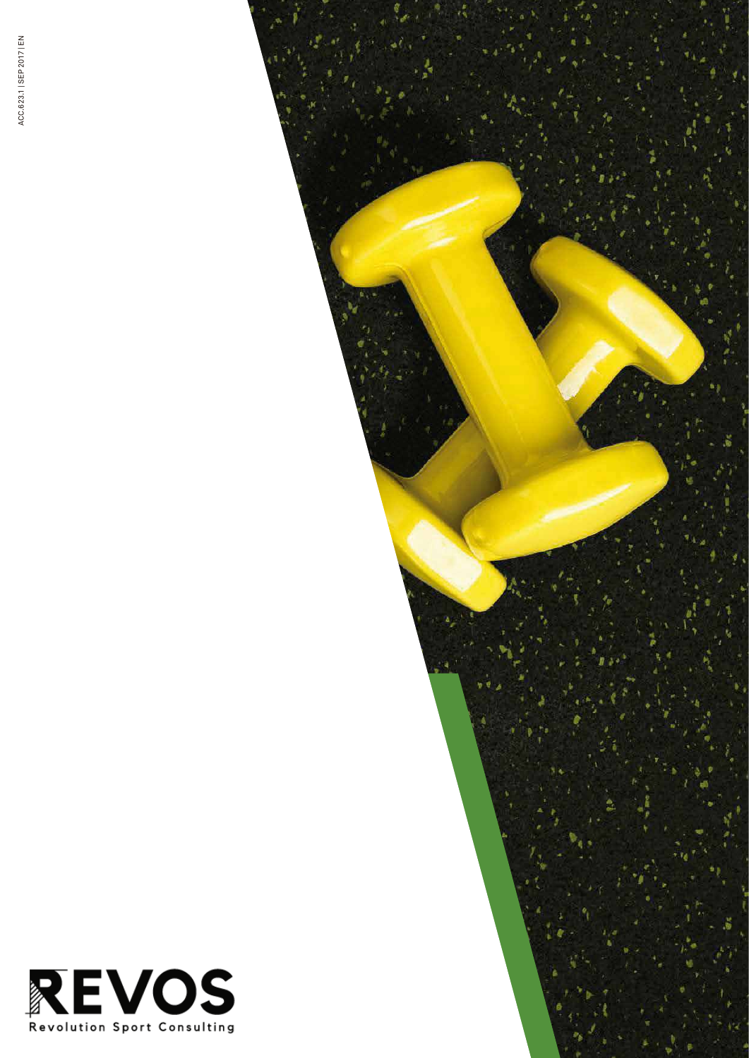ACC.623.1 | SEP 2017 | EN

REVOS

Revolution Sport Consulting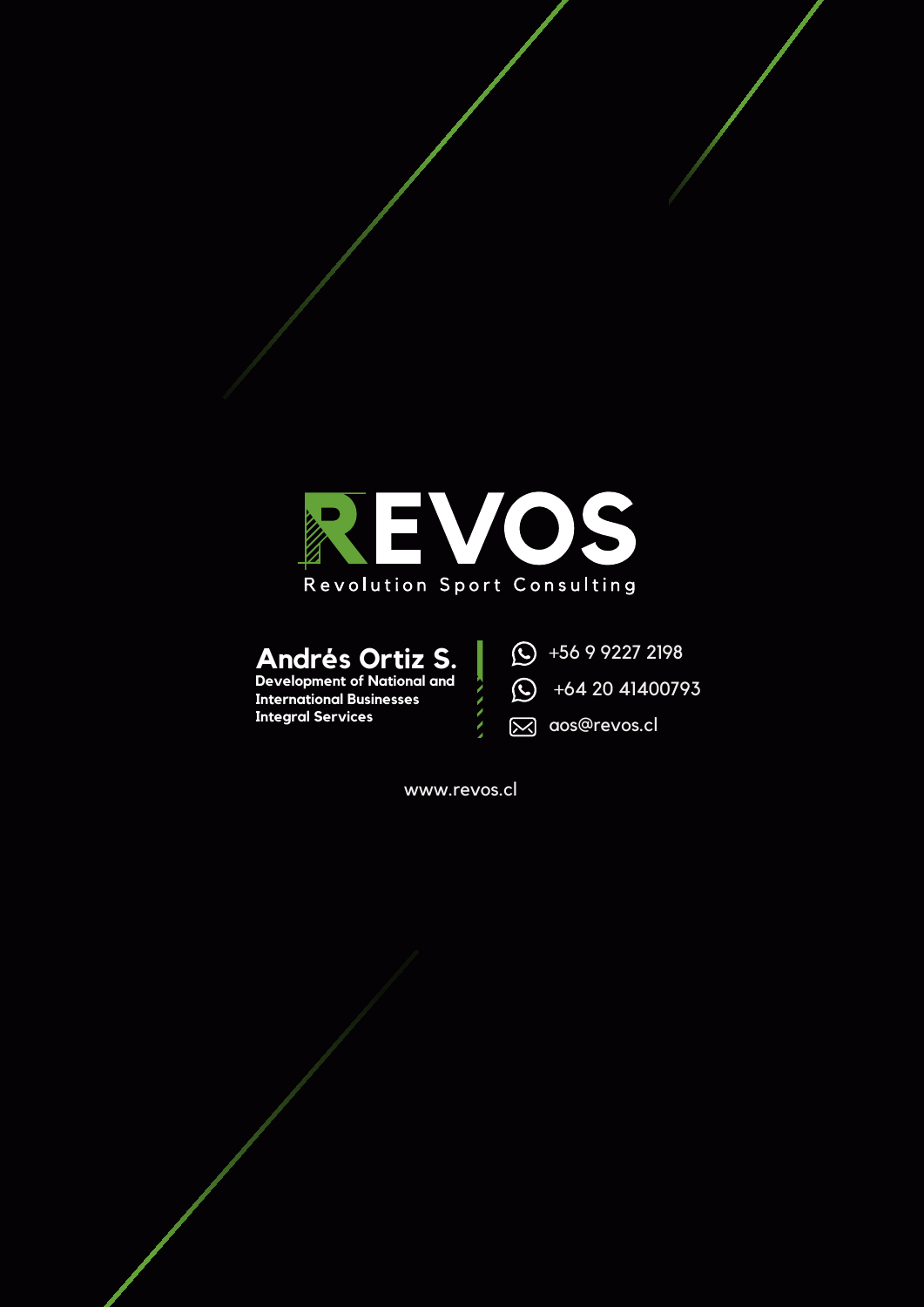# REVOS

Revolution Sport Consulting

**Andrés Ortiz S.**

**Development of National and International Businesses Integral Services**

+56 9 9227 2198

+64 20 41400793

aos@revos.cl

www.revos.cl